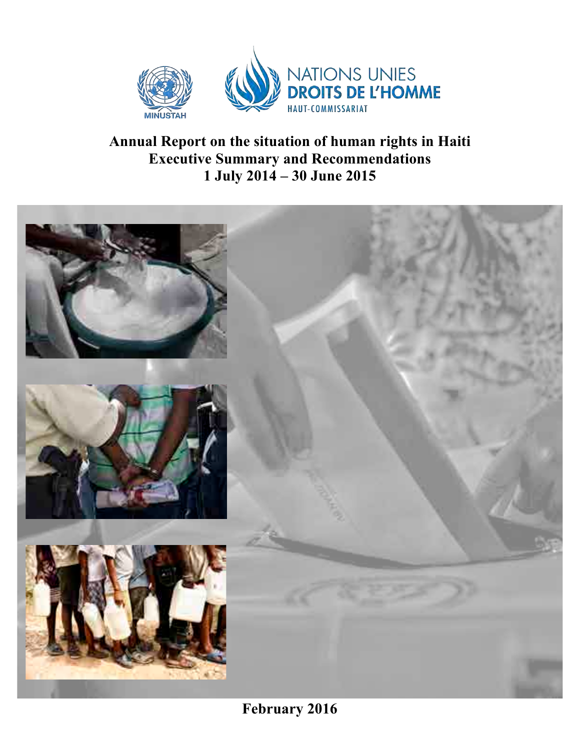MINUSTAH

NATIONS UNIES
DROITS DE L'HOMME
HAUT-COMMISSARIAT

# Annual Report on the situation of human rights in Haiti
## Executive Summary and Recommendations
## 1 July 2014 – 30 June 2015

**February 2016**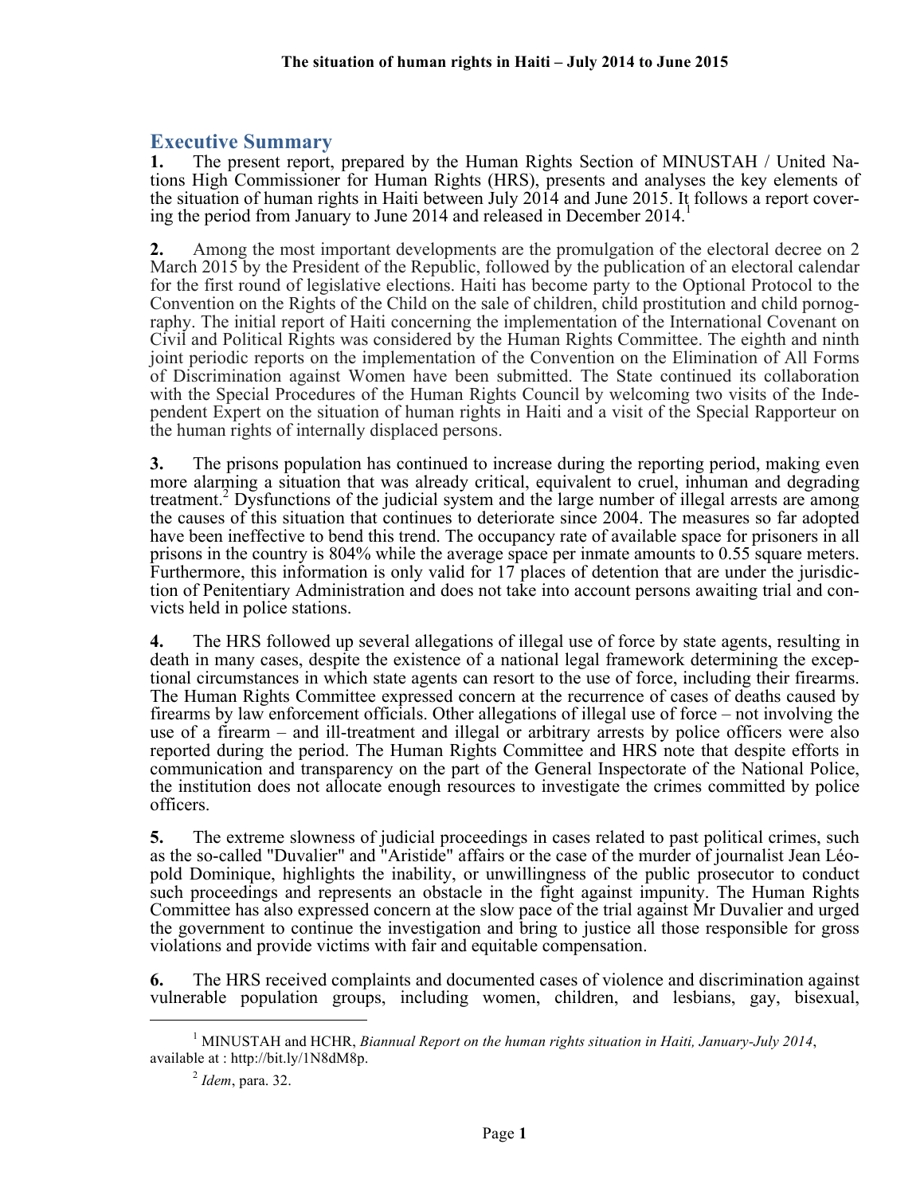## Executive Summary

**1.** The present report, prepared by the Human Rights Section of MINUSTAH / United Nations High Commissioner for Human Rights (HRS), presents and analyses the key elements of the situation of human rights in Haiti between July 2014 and June 2015. It follows a report covering the period from January to June 2014 and released in December 2014.[1]

**2.** Among the most important developments are the promulgation of the electoral decree on 2 March 2015 by the President of the Republic, followed by the publication of an electoral calendar for the first round of legislative elections. Haiti has become party to the Optional Protocol to the Convention on the Rights of the Child on the sale of children, child prostitution and child pornography. The initial report of Haiti concerning the implementation of the International Covenant on Civil and Political Rights was considered by the Human Rights Committee. The eighth and ninth joint periodic reports on the implementation of the Convention on the Elimination of All Forms of Discrimination against Women have been submitted. The State continued its collaboration with the Special Procedures of the Human Rights Council by welcoming two visits of the Independent Expert on the situation of human rights in Haiti and a visit of the Special Rapporteur on the human rights of internally displaced persons.

**3.** The prisons population has continued to increase during the reporting period, making even more alarming a situation that was already critical, equivalent to cruel, inhuman and degrading treatment.[2] Dysfunctions of the judicial system and the large number of illegal arrests are among the causes of this situation that continues to deteriorate since 2004. The measures so far adopted have been ineffective to bend this trend. The occupancy rate of available space for prisoners in all prisons in the country is 804% while the average space per inmate amounts to 0.55 square meters. Furthermore, this information is only valid for 17 places of detention that are under the jurisdiction of Penitentiary Administration and does not take into account persons awaiting trial and convicts held in police stations.

**4.** The HRS followed up several allegations of illegal use of force by state agents, resulting in death in many cases, despite the existence of a national legal framework determining the exceptional circumstances in which state agents can resort to the use of force, including their firearms. The Human Rights Committee expressed concern at the recurrence of cases of deaths caused by firearms by law enforcement officials. Other allegations of illegal use of force – not involving the use of a firearm – and ill-treatment and illegal or arbitrary arrests by police officers were also reported during the period. The Human Rights Committee and HRS note that despite efforts in communication and transparency on the part of the General Inspectorate of the National Police, the institution does not allocate enough resources to investigate the crimes committed by police officers.

**5.** The extreme slowness of judicial proceedings in cases related to past political crimes, such as the so-called "Duvalier" and "Aristide" affairs or the case of the murder of journalist Jean Léopold Dominique, highlights the inability, or unwillingness of the public prosecutor to conduct such proceedings and represents an obstacle in the fight against impunity. The Human Rights Committee has also expressed concern at the slow pace of the trial against Mr Duvalier and urged the government to continue the investigation and bring to justice all those responsible for gross violations and provide victims with fair and equitable compensation.

**6.** The HRS received complaints and documented cases of violence and discrimination against vulnerable population groups, including women, children, and lesbians, gay, bisexual,

---

[1] MINUSTAH and HCHR, *Biannual Report on the human rights situation in Haiti, January-July 2014*, available at : http://bit.ly/1N8dM8p.

[2] *Idem*, para. 32.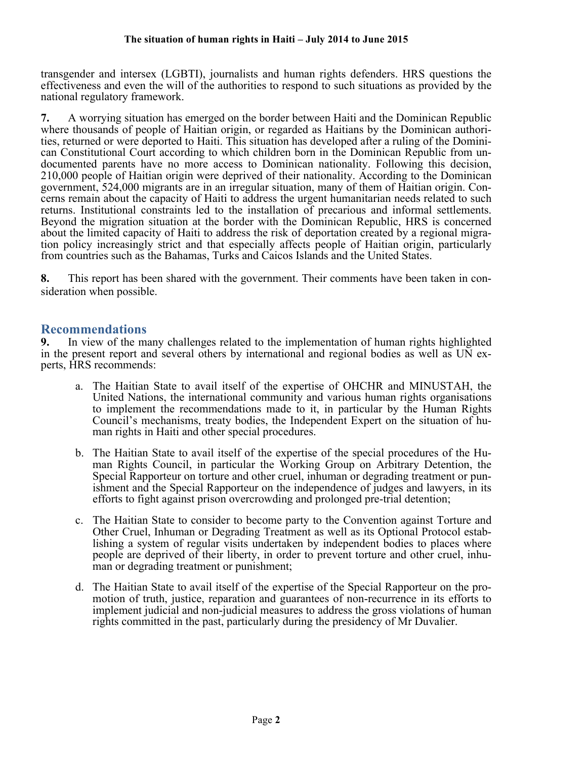transgender and intersex (LGBTI), journalists and human rights defenders. HRS questions the effectiveness and even the will of the authorities to respond to such situations as provided by the national regulatory framework.

**7.** A worrying situation has emerged on the border between Haiti and the Dominican Republic where thousands of people of Haitian origin, or regarded as Haitians by the Dominican authorities, returned or were deported to Haiti. This situation has developed after a ruling of the Dominican Constitutional Court according to which children born in the Dominican Republic from undocumented parents have no more access to Dominican nationality. Following this decision, 210,000 people of Haitian origin were deprived of their nationality. According to the Dominican government, 524,000 migrants are in an irregular situation, many of them of Haitian origin. Concerns remain about the capacity of Haiti to address the urgent humanitarian needs related to such returns. Institutional constraints led to the installation of precarious and informal settlements. Beyond the migration situation at the border with the Dominican Republic, HRS is concerned about the limited capacity of Haiti to address the risk of deportation created by a regional migration policy increasingly strict and that especially affects people of Haitian origin, particularly from countries such as the Bahamas, Turks and Caicos Islands and the United States.

**8.** This report has been shared with the government. Their comments have been taken in consideration when possible.

## Recommendations

**9.** In view of the many challenges related to the implementation of human rights highlighted in the present report and several others by international and regional bodies as well as UN experts, HRS recommends:

a. The Haitian State to avail itself of the expertise of OHCHR and MINUSTAH, the United Nations, the international community and various human rights organisations to implement the recommendations made to it, in particular by the Human Rights Council's mechanisms, treaty bodies, the Independent Expert on the situation of human rights in Haiti and other special procedures.

b. The Haitian State to avail itself of the expertise of the special procedures of the Human Rights Council, in particular the Working Group on Arbitrary Detention, the Special Rapporteur on torture and other cruel, inhuman or degrading treatment or punishment and the Special Rapporteur on the independence of judges and lawyers, in its efforts to fight against prison overcrowding and prolonged pre-trial detention;

c. The Haitian State to consider to become party to the Convention against Torture and Other Cruel, Inhuman or Degrading Treatment as well as its Optional Protocol establishing a system of regular visits undertaken by independent bodies to places where people are deprived of their liberty, in order to prevent torture and other cruel, inhuman or degrading treatment or punishment;

d. The Haitian State to avail itself of the expertise of the Special Rapporteur on the promotion of truth, justice, reparation and guarantees of non-recurrence in its efforts to implement judicial and non-judicial measures to address the gross violations of human rights committed in the past, particularly during the presidency of Mr Duvalier.